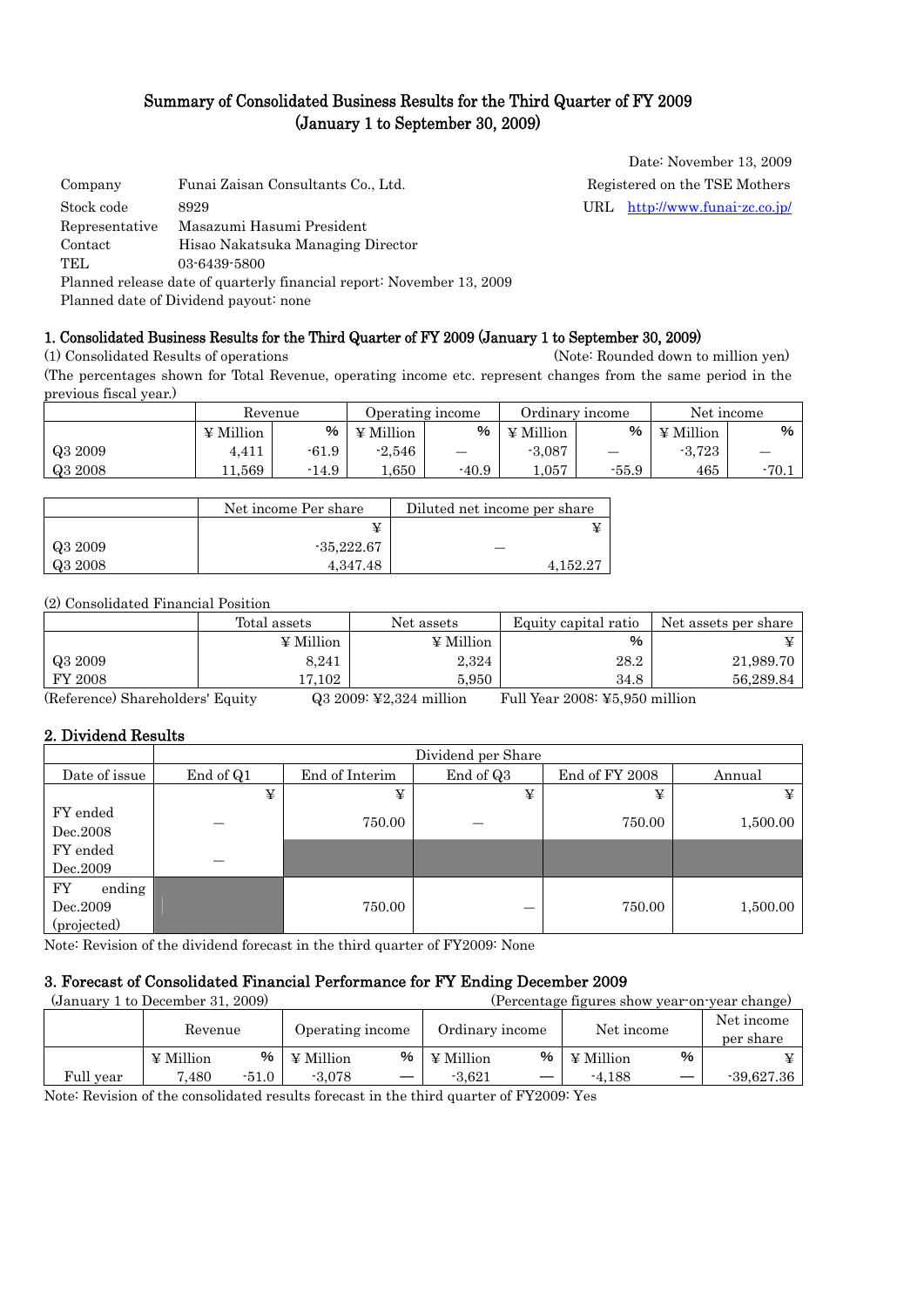# Summary of Consolidated Business Results for the Third Quarter of FY 2009 (January 1 to September 30, 2009)

Date: November 13, 2009

Company: Funai Zaisan Consultants Co., Ltd.
Registered on the TSE Mothers
Stock code: 8929
URL: http://www.funai-zc.co.jp/
Representative: Masazumi Hasumi President
Contact: Hisao Nakatsuka Managing Director
TEL: 03-6439-5800
Planned release date of quarterly financial report: November 13, 2009
Planned date of Dividend payout: none

## 1. Consolidated Business Results for the Third Quarter of FY 2009 (January 1 to September 30, 2009)

(1) Consolidated Results of operations (Note: Rounded down to million yen)

(The percentages shown for Total Revenue, operating income etc. represent changes from the same period in the previous fiscal year.)

| | Revenue | | Operating income | | Ordinary income | | Net income | |
|---|---|---|---|---|---|---|---|---|
| | ¥ Million | % | ¥ Million | % | ¥ Million | % | ¥ Million | % |
| Q3 2009 | 4,411 | -61.9 | -2,546 | — | -3,087 | — | -3,723 | — |
| Q3 2008 | 11,569 | -14.9 | 1,650 | -40.9 | 1,057 | -55.9 | 465 | -70.1 |

| | Net income Per share | Diluted net income per share |
|---|---|---|
| | ¥ | ¥ |
| Q3 2009 | -35,222.67 | — |
| Q3 2008 | 4,347.48 | 4,152.27 |

(2) Consolidated Financial Position

| | Total assets | Net assets | Equity capital ratio | Net assets per share |
|---|---|---|---|---|
| | ¥ Million | ¥ Million | % | ¥ |
| Q3 2009 | 8,241 | 2,324 | 28.2 | 21,989.70 |
| FY 2008 | 17,102 | 5,950 | 34.8 | 56,289.84 |

(Reference) Shareholders' Equity Q3 2009: ¥2,324 million Full Year 2008: ¥5,950 million

## 2. Dividend Results

| | Dividend per Share | | | | |
|---|---|---|---|---|---|
| Date of issue | End of Q1 | End of Interim | End of Q3 | End of FY 2008 | Annual |
| | ¥ | ¥ | ¥ | ¥ | ¥ |
| FY ended Dec.2008 | — | 750.00 | — | 750.00 | 1,500.00 |
| FY ended Dec.2009 | — | | | | |
| FY ending Dec.2009 (projected) | | 750.00 | — | 750.00 | 1,500.00 |

Note: Revision of the dividend forecast in the third quarter of FY2009: None

## 3. Forecast of Consolidated Financial Performance for FY Ending December 2009

(January 1 to December 31, 2009) (Percentage figures show year-on-year change)

| | Revenue | | Operating income | | Ordinary income | | Net income | | Net income per share |
|---|---|---|---|---|---|---|---|---|---|
| | ¥ Million | % | ¥ Million | % | ¥ Million | % | ¥ Million | % | ¥ |
| Full year | 7,480 | -51.0 | -3,078 | — | -3,621 | — | -4,188 | — | -39,627.36 |

Note: Revision of the consolidated results forecast in the third quarter of FY2009: Yes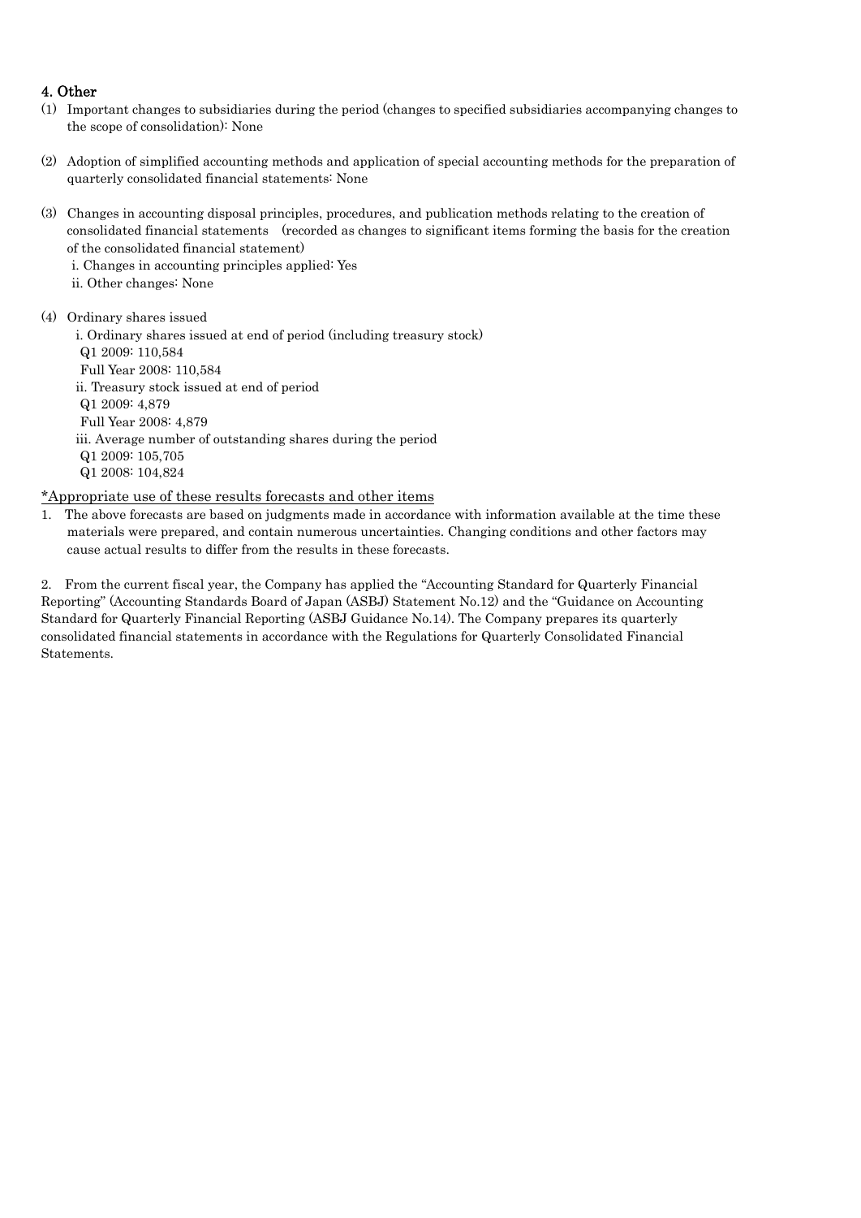## 4. Other

(1) Important changes to subsidiaries during the period (changes to specified subsidiaries accompanying changes to the scope of consolidation): None

(2) Adoption of simplified accounting methods and application of special accounting methods for the preparation of quarterly consolidated financial statements: None

(3) Changes in accounting disposal principles, procedures, and publication methods relating to the creation of consolidated financial statements (recorded as changes to significant items forming the basis for the creation of the consolidated financial statement)

  i. Changes in accounting principles applied: Yes
  ii. Other changes: None

(4) Ordinary shares issued

  i. Ordinary shares issued at end of period (including treasury stock)
   Q1 2009: 110,584
   Full Year 2008: 110,584
  ii. Treasury stock issued at end of period
   Q1 2009: 4,879
   Full Year 2008: 4,879
  iii. Average number of outstanding shares during the period
   Q1 2009: 105,705
   Q1 2008: 104,824

<u>*Appropriate use of these results forecasts and other items</u>

1. The above forecasts are based on judgments made in accordance with information available at the time these materials were prepared, and contain numerous uncertainties. Changing conditions and other factors may cause actual results to differ from the results in these forecasts.

2. From the current fiscal year, the Company has applied the "Accounting Standard for Quarterly Financial Reporting" (Accounting Standards Board of Japan (ASBJ) Statement No.12) and the "Guidance on Accounting Standard for Quarterly Financial Reporting (ASBJ Guidance No.14). The Company prepares its quarterly consolidated financial statements in accordance with the Regulations for Quarterly Consolidated Financial Statements.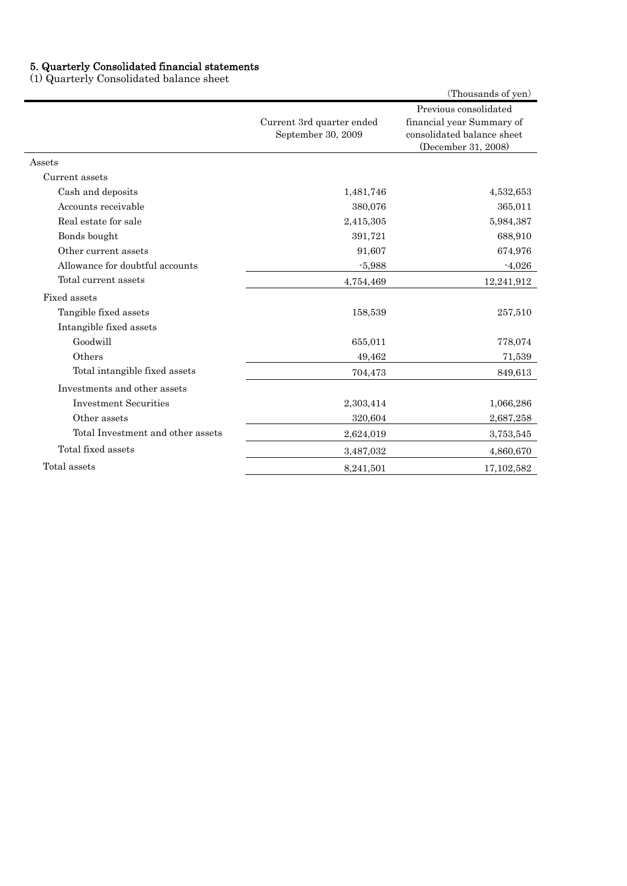## 5. Quarterly Consolidated financial statements

(1) Quarterly Consolidated balance sheet

(Thousands of yen)

| | Current 3rd quarter ended September 30, 2009 | Previous consolidated financial year Summary of consolidated balance sheet (December 31, 2008) |
|---|---|---|
| Assets | | |
| Current assets | | |
| Cash and deposits | 1,481,746 | 4,532,653 |
| Accounts receivable | 380,076 | 365,011 |
| Real estate for sale | 2,415,305 | 5,984,387 |
| Bonds bought | 391,721 | 688,910 |
| Other current assets | 91,607 | 674,976 |
| Allowance for doubtful accounts | -5,988 | -4,026 |
| Total current assets | 4,754,469 | 12,241,912 |
| Fixed assets | | |
| Tangible fixed assets | 158,539 | 257,510 |
| Intangible fixed assets | | |
| Goodwill | 655,011 | 778,074 |
| Others | 49,462 | 71,539 |
| Total intangible fixed assets | 704,473 | 849,613 |
| Investments and other assets | | |
| Investment Securities | 2,303,414 | 1,066,286 |
| Other assets | 320,604 | 2,687,258 |
| Total Investment and other assets | 2,624,019 | 3,753,545 |
| Total fixed assets | 3,487,032 | 4,860,670 |
| Total assets | 8,241,501 | 17,102,582 |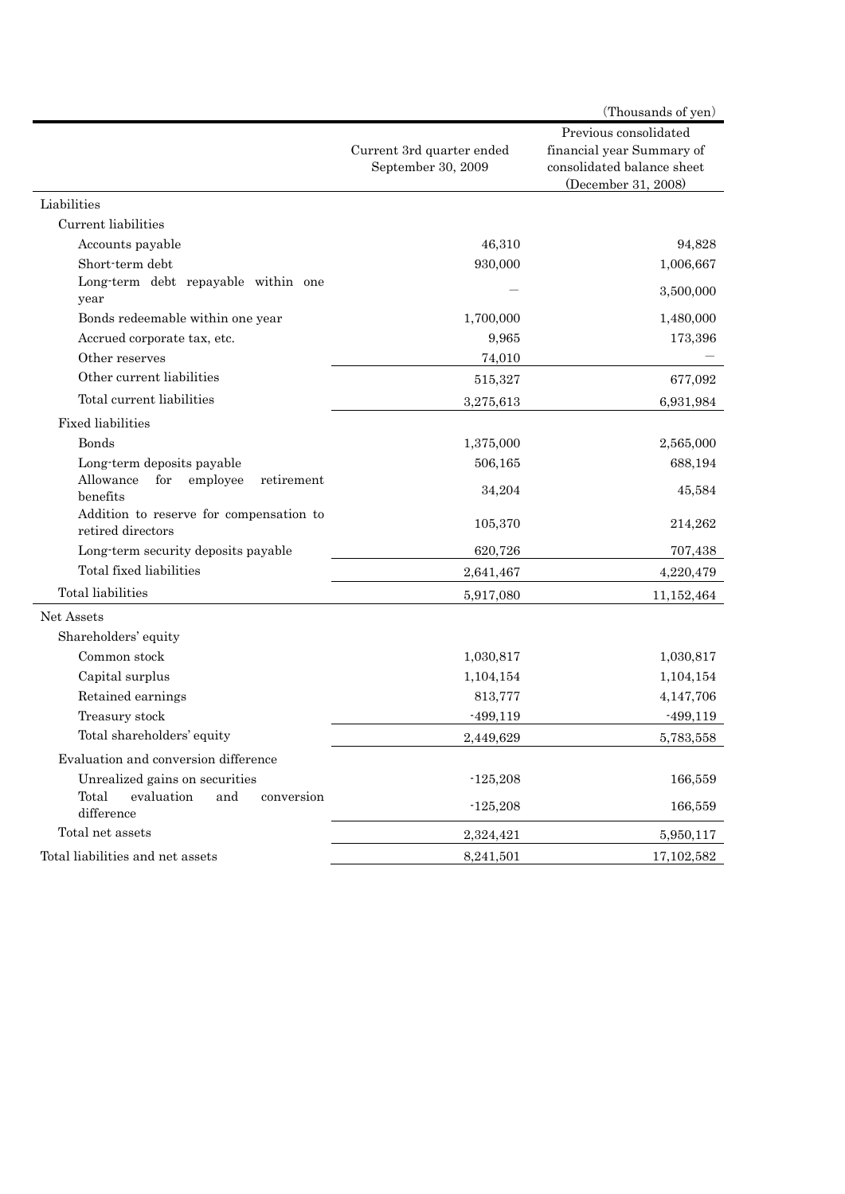(Thousands of yen)

| | Current 3rd quarter ended September 30, 2009 | Previous consolidated financial year Summary of consolidated balance sheet (December 31, 2008) |
|---|---|---|
| Liabilities | | |
| Current liabilities | | |
| Accounts payable | 46,310 | 94,828 |
| Short-term debt | 930,000 | 1,006,667 |
| Long-term debt repayable within one year | — | 3,500,000 |
| Bonds redeemable within one year | 1,700,000 | 1,480,000 |
| Accrued corporate tax, etc. | 9,965 | 173,396 |
| Other reserves | 74,010 | — |
| Other current liabilities | 515,327 | 677,092 |
| Total current liabilities | 3,275,613 | 6,931,984 |
| Fixed liabilities | | |
| Bonds | 1,375,000 | 2,565,000 |
| Long-term deposits payable | 506,165 | 688,194 |
| Allowance for employee retirement benefits | 34,204 | 45,584 |
| Addition to reserve for compensation to retired directors | 105,370 | 214,262 |
| Long-term security deposits payable | 620,726 | 707,438 |
| Total fixed liabilities | 2,641,467 | 4,220,479 |
| Total liabilities | 5,917,080 | 11,152,464 |
| Net Assets | | |
| Shareholders' equity | | |
| Common stock | 1,030,817 | 1,030,817 |
| Capital surplus | 1,104,154 | 1,104,154 |
| Retained earnings | 813,777 | 4,147,706 |
| Treasury stock | -499,119 | -499,119 |
| Total shareholders' equity | 2,449,629 | 5,783,558 |
| Evaluation and conversion difference | | |
| Unrealized gains on securities | -125,208 | 166,559 |
| Total evaluation and conversion difference | -125,208 | 166,559 |
| Total net assets | 2,324,421 | 5,950,117 |
| Total liabilities and net assets | 8,241,501 | 17,102,582 |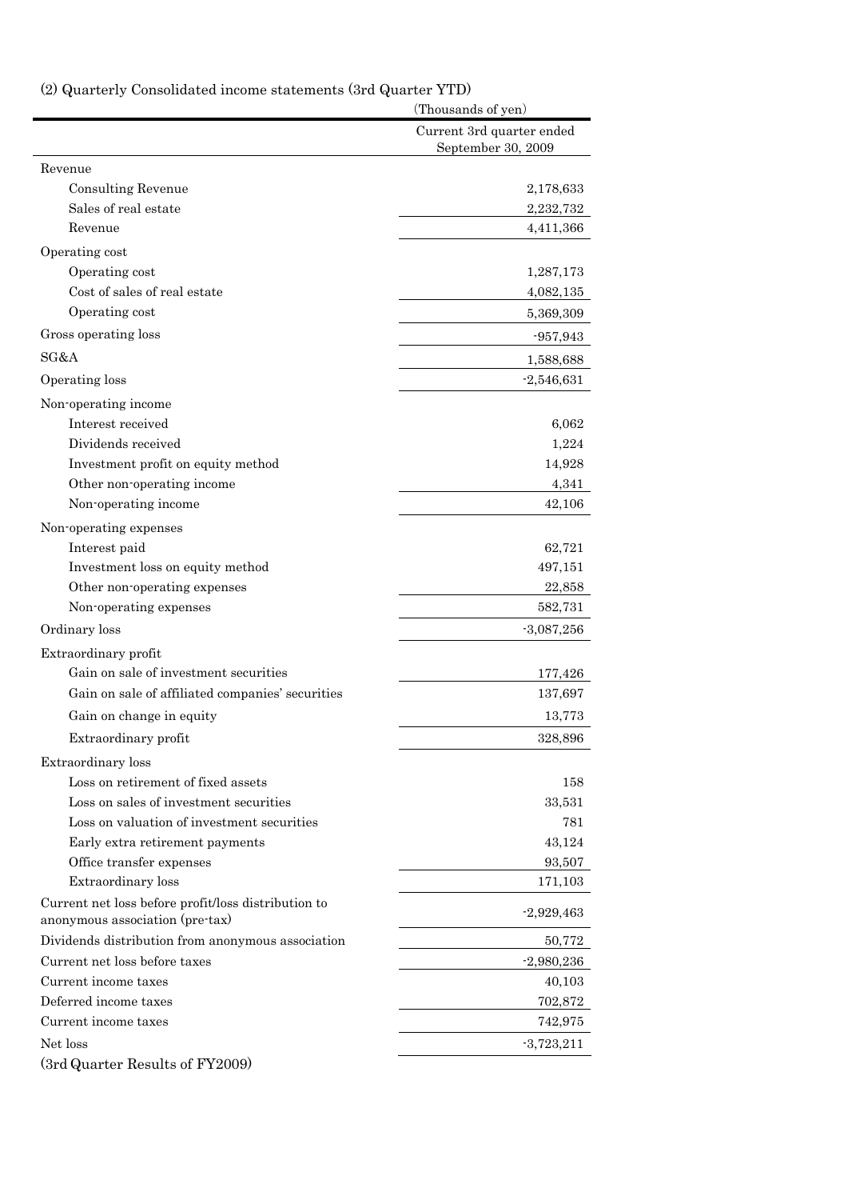(2) Quarterly Consolidated income statements (3rd Quarter YTD)

| | (Thousands of yen) |
|---|---|
| | Current 3rd quarter ended September 30, 2009 |
| Revenue | |
| Consulting Revenue | 2,178,633 |
| Sales of real estate | 2,232,732 |
| Revenue | 4,411,366 |
| Operating cost | |
| Operating cost | 1,287,173 |
| Cost of sales of real estate | 4,082,135 |
| Operating cost | 5,369,309 |
| Gross operating loss | -957,943 |
| SG&A | 1,588,688 |
| Operating loss | -2,546,631 |
| Non-operating income | |
| Interest received | 6,062 |
| Dividends received | 1,224 |
| Investment profit on equity method | 14,928 |
| Other non-operating income | 4,341 |
| Non-operating income | 42,106 |
| Non-operating expenses | |
| Interest paid | 62,721 |
| Investment loss on equity method | 497,151 |
| Other non-operating expenses | 22,858 |
| Non-operating expenses | 582,731 |
| Ordinary loss | -3,087,256 |
| Extraordinary profit | |
| Gain on sale of investment securities | 177,426 |
| Gain on sale of affiliated companies' securities | 137,697 |
| Gain on change in equity | 13,773 |
| Extraordinary profit | 328,896 |
| Extraordinary loss | |
| Loss on retirement of fixed assets | 158 |
| Loss on sales of investment securities | 33,531 |
| Loss on valuation of investment securities | 781 |
| Early extra retirement payments | 43,124 |
| Office transfer expenses | 93,507 |
| Extraordinary loss | 171,103 |
| Current net loss before profit/loss distribution to anonymous association (pre-tax) | -2,929,463 |
| Dividends distribution from anonymous association | 50,772 |
| Current net loss before taxes | -2,980,236 |
| Current income taxes | 40,103 |
| Deferred income taxes | 702,872 |
| Current income taxes | 742,975 |
| Net loss | -3,723,211 |

(3rd Quarter Results of FY2009)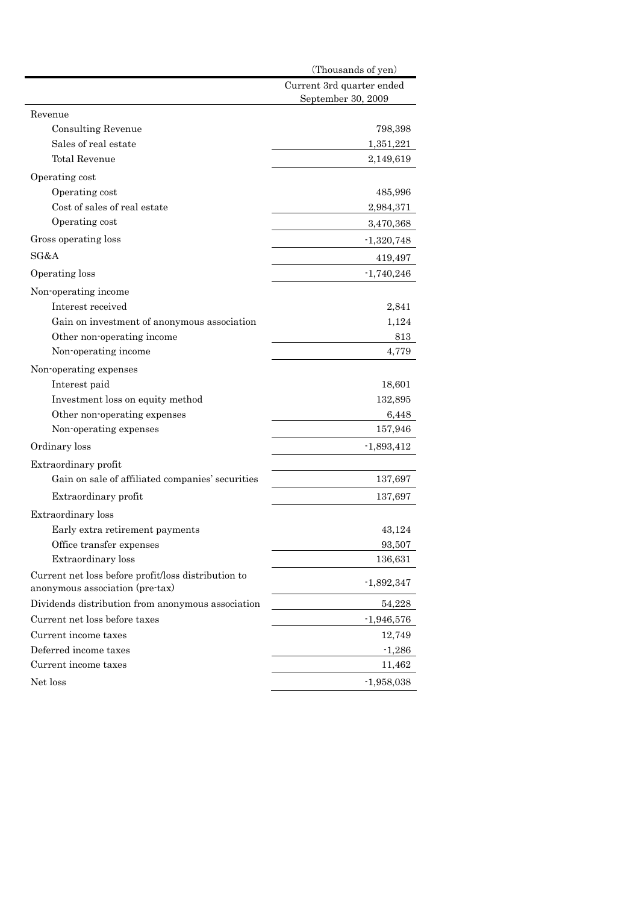| | (Thousands of yen) |
|---|---|
| | Current 3rd quarter ended September 30, 2009 |
| Revenue | |
| Consulting Revenue | 798,398 |
| Sales of real estate | 1,351,221 |
| Total Revenue | 2,149,619 |
| Operating cost | |
| Operating cost | 485,996 |
| Cost of sales of real estate | 2,984,371 |
| Operating cost | 3,470,368 |
| Gross operating loss | -1,320,748 |
| SG&A | 419,497 |
| Operating loss | -1,740,246 |
| Non-operating income | |
| Interest received | 2,841 |
| Gain on investment of anonymous association | 1,124 |
| Other non-operating income | 813 |
| Non-operating income | 4,779 |
| Non-operating expenses | |
| Interest paid | 18,601 |
| Investment loss on equity method | 132,895 |
| Other non-operating expenses | 6,448 |
| Non-operating expenses | 157,946 |
| Ordinary loss | -1,893,412 |
| Extraordinary profit | |
| Gain on sale of affiliated companies' securities | 137,697 |
| Extraordinary profit | 137,697 |
| Extraordinary loss | |
| Early extra retirement payments | 43,124 |
| Office transfer expenses | 93,507 |
| Extraordinary loss | 136,631 |
| Current net loss before profit/loss distribution to anonymous association (pre-tax) | -1,892,347 |
| Dividends distribution from anonymous association | 54,228 |
| Current net loss before taxes | -1,946,576 |
| Current income taxes | 12,749 |
| Deferred income taxes | -1,286 |
| Current income taxes | 11,462 |
| Net loss | -1,958,038 |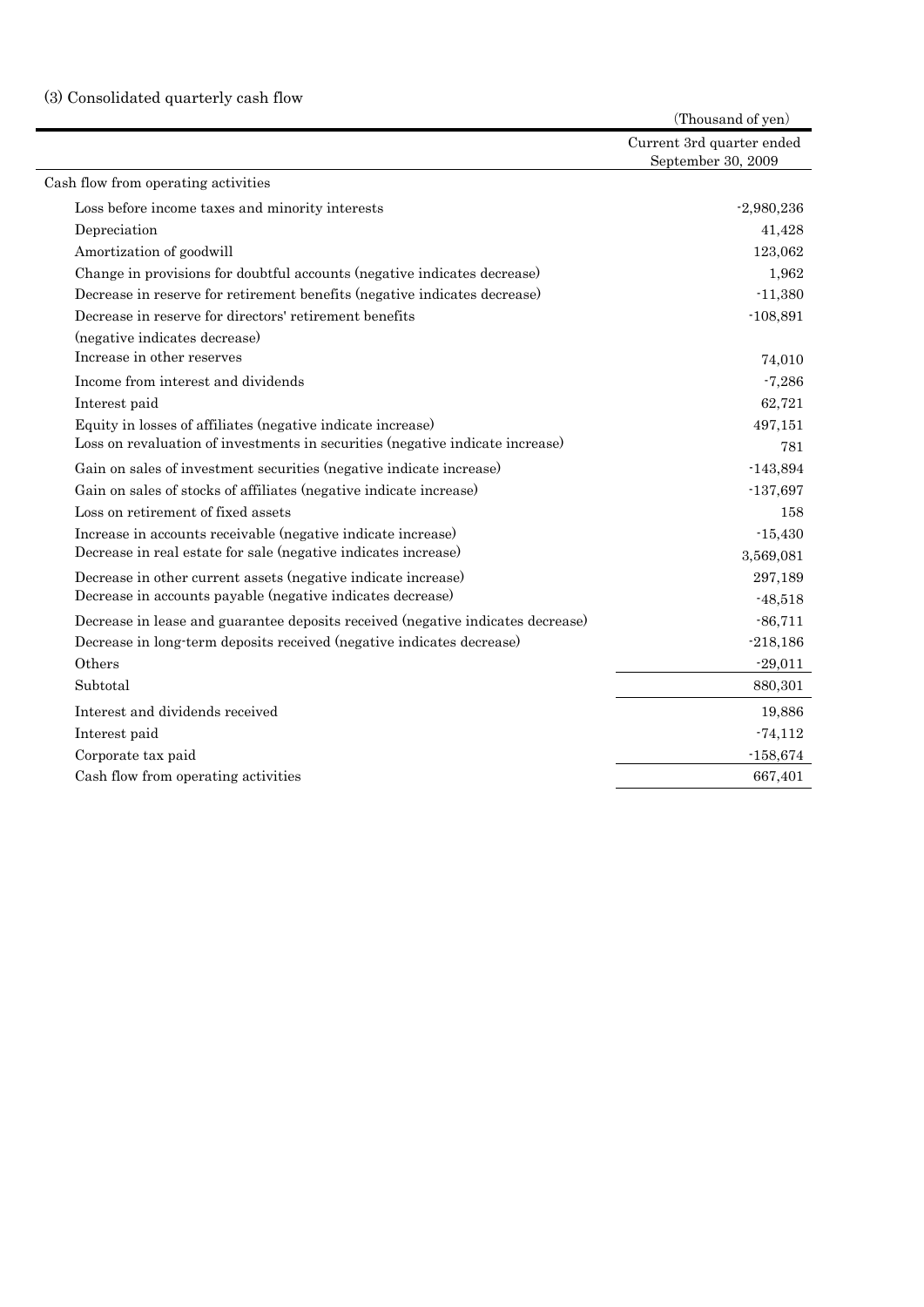### (3) Consolidated quarterly cash flow

(Thousand of yen)

| | Current 3rd quarter ended September 30, 2009 |
|---|---|
| Cash flow from operating activities | |
| Loss before income taxes and minority interests | -2,980,236 |
| Depreciation | 41,428 |
| Amortization of goodwill | 123,062 |
| Change in provisions for doubtful accounts (negative indicates decrease) | 1,962 |
| Decrease in reserve for retirement benefits (negative indicates decrease) | -11,380 |
| Decrease in reserve for directors' retirement benefits (negative indicates decrease) | -108,891 |
| Increase in other reserves | 74,010 |
| Income from interest and dividends | -7,286 |
| Interest paid | 62,721 |
| Equity in losses of affiliates (negative indicate increase) | 497,151 |
| Loss on revaluation of investments in securities (negative indicate increase) | 781 |
| Gain on sales of investment securities (negative indicate increase) | -143,894 |
| Gain on sales of stocks of affiliates (negative indicate increase) | -137,697 |
| Loss on retirement of fixed assets | 158 |
| Increase in accounts receivable (negative indicate increase) | -15,430 |
| Decrease in real estate for sale (negative indicates increase) | 3,569,081 |
| Decrease in other current assets (negative indicate increase) | 297,189 |
| Decrease in accounts payable (negative indicates decrease) | -48,518 |
| Decrease in lease and guarantee deposits received (negative indicates decrease) | -86,711 |
| Decrease in long-term deposits received (negative indicates decrease) | -218,186 |
| Others | -29,011 |
| Subtotal | 880,301 |
| Interest and dividends received | 19,886 |
| Interest paid | -74,112 |
| Corporate tax paid | -158,674 |
| Cash flow from operating activities | 667,401 |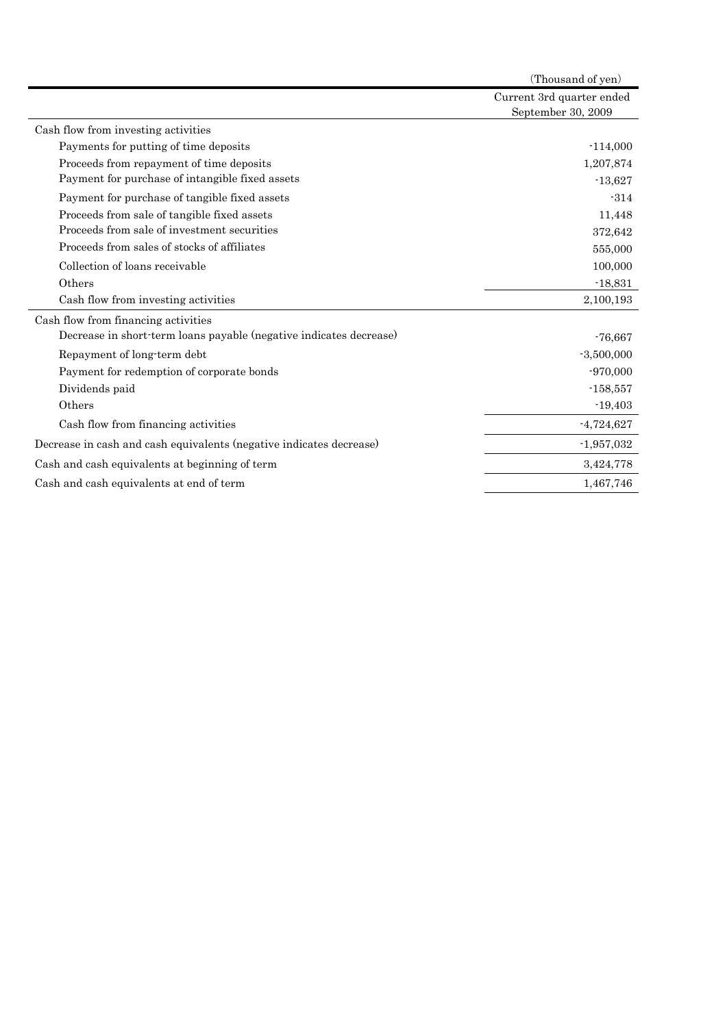| | (Thousand of yen) |
|---|---|
| | Current 3rd quarter ended September 30, 2009 |
| Cash flow from investing activities | |
| Payments for putting of time deposits | -114,000 |
| Proceeds from repayment of time deposits | 1,207,874 |
| Payment for purchase of intangible fixed assets | -13,627 |
| Payment for purchase of tangible fixed assets | -314 |
| Proceeds from sale of tangible fixed assets | 11,448 |
| Proceeds from sale of investment securities | 372,642 |
| Proceeds from sales of stocks of affiliates | 555,000 |
| Collection of loans receivable | 100,000 |
| Others | -18,831 |
| Cash flow from investing activities | 2,100,193 |
| Cash flow from financing activities | |
| Decrease in short-term loans payable (negative indicates decrease) | -76,667 |
| Repayment of long-term debt | -3,500,000 |
| Payment for redemption of corporate bonds | -970,000 |
| Dividends paid | -158,557 |
| Others | -19,403 |
| Cash flow from financing activities | -4,724,627 |
| Decrease in cash and cash equivalents (negative indicates decrease) | -1,957,032 |
| Cash and cash equivalents at beginning of term | 3,424,778 |
| Cash and cash equivalents at end of term | 1,467,746 |